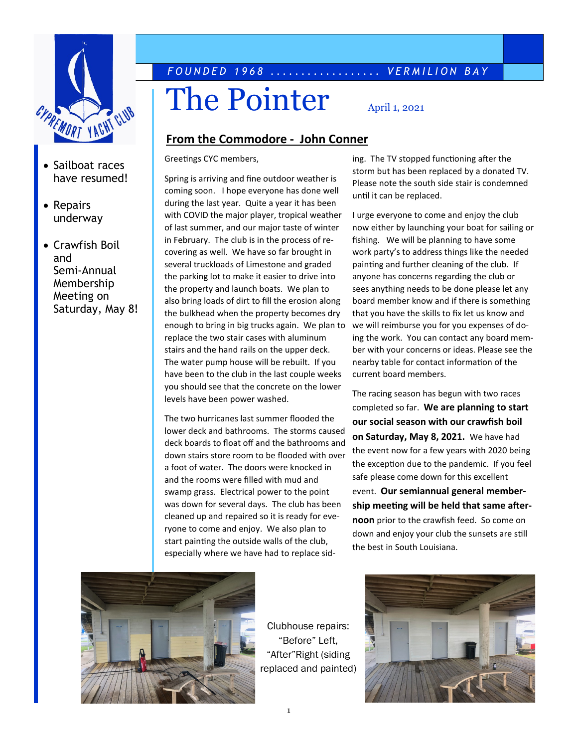FOUNDED 1968 .................. VERMILION BAY

# The Pointer

April 1, 2021

- Sailboat races have resumed!
- Repairs underway
- Crawfish Boil and Semi-Annual Membership Meeting on Saturday, May 8!

## From the Commodore - John Conner

Greetings CYC members,

Spring is arriving and fine outdoor weather is coming soon. I hope everyone has done well during the last year. Quite a year it has been with COVID the major player, tropical weather of last summer, and our major taste of winter in February. The club is in the process of recovering as well. We have so far brought in several truckloads of Limestone and graded the parking lot to make it easier to drive into the property and launch boats. We plan to also bring loads of dirt to fill the erosion along the bulkhead when the property becomes dry enough to bring in big trucks again. We plan to replace the two stair cases with aluminum stairs and the hand rails on the upper deck. The water pump house will be rebuilt. If you have been to the club in the last couple weeks you should see that the concrete on the lower levels have been power washed.

The two hurricanes last summer flooded the lower deck and bathrooms. The storms caused deck boards to float off and the bathrooms and down stairs store room to be flooded with over a foot of water. The doors were knocked in and the rooms were filled with mud and swamp grass. Electrical power to the point was down for several days. The club has been cleaned up and repaired so it is ready for everyone to come and enjoy. We also plan to start painting the outside walls of the club, especially where we have had to replace siding. The TV stopped functioning after the storm but has been replaced by a donated TV. Please note the south side stair is condemned until it can be replaced.

I urge everyone to come and enjoy the club now either by launching your boat for sailing or fishing. We will be planning to have some work party's to address things like the needed painting and further cleaning of the club. If anyone has concerns regarding the club or sees anything needs to be done please let any board member know and if there is something that you have the skills to fix let us know and we will reimburse you for you expenses of doing the work. You can contact any board member with your concerns or ideas. Please see the nearby table for contact information of the current board members.

The racing season has begun with two races completed so far. **We are planning to start our social season with our crawfish boil on Saturday, May 8, 2021.** We have had the event now for a few years with 2020 being the exception due to the pandemic. If you feel safe please come down for this excellent event. **Our semiannual general membership meeting will be held that same afternoon** prior to the crawfish feed. So come on down and enjoy your club the sunsets are still the best in South Louisiana.

Clubhouse repairs: "Before" Left, "After" Right (siding replaced and painted)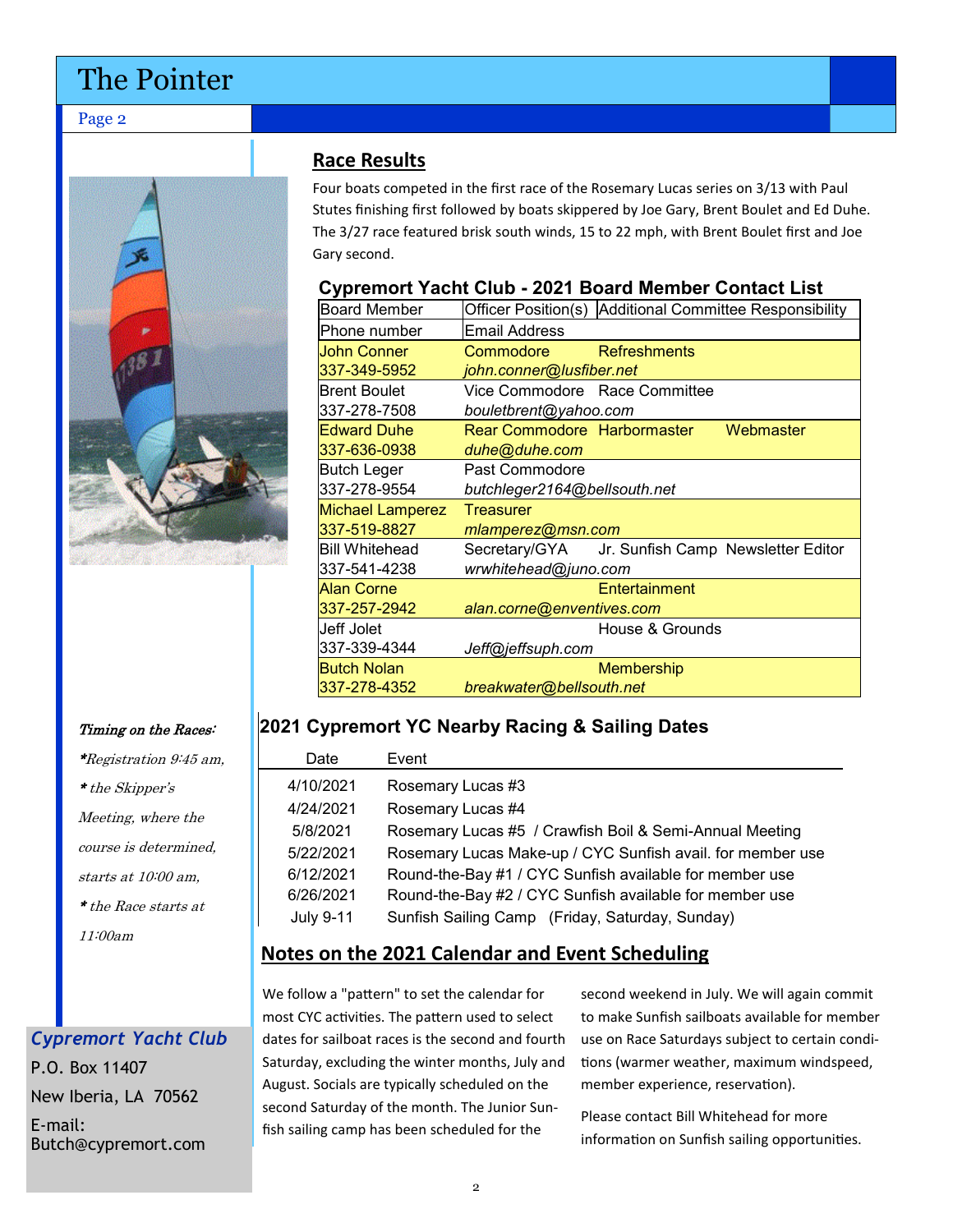## Race Results

Four boats competed in the first race of the Rosemary Lucas series on 3/13 with Paul Stutes finishing first followed by boats skippered by Joe Gary, Brent Boulet and Ed Duhe. The 3/27 race featured brisk south winds, 15 to 22 mph, with Brent Boulet first and Joe Gary second.

### Cypremort Yacht Club - 2021 Board Member Contact List

| Board Member | Officer Position(s) | Additional Committee Responsibility |
|---|---|---|
| Phone number | Email Address | |
| John Conner | Commodore | Refreshments |
| 337-349-5952 | john.conner@lusfiber.net | |
| Brent Boulet | Vice Commodore | Race Committee |
| 337-278-7508 | bouletbrent@yahoo.com | |
| Edward Duhe | Rear Commodore | Harbormaster Webmaster |
| 337-636-0938 | duhe@duhe.com | |
| Butch Leger | Past Commodore | |
| 337-278-9554 | butchleger2164@bellsouth.net | |
| Michael Lamperez | Treasurer | |
| 337-519-8827 | mlamperez@msn.com | |
| Bill Whitehead | Secretary/GYA | Jr. Sunfish Camp Newsletter Editor |
| 337-541-4238 | wrwhitehead@juno.com | |
| Alan Corne | | Entertainment |
| 337-257-2942 | alan.corne@enventives.com | |
| Jeff Jolet | | House & Grounds |
| 337-339-4344 | Jeff@jeffsuph.com | |
| Butch Nolan | | Membership |
| 337-278-4352 | breakwater@bellsouth.net | |

*Timing on the Races:*

*\*Registration 9:45 am,*

*\* the Skipper's Meeting, where the course is determined, starts at 10:00 am,*

*\* the Race starts at 11:00am*

### 2021 Cypremort YC Nearby Racing & Sailing Dates

| Date | Event |
|---|---|
| 4/10/2021 | Rosemary Lucas #3 |
| 4/24/2021 | Rosemary Lucas #4 |
| 5/8/2021 | Rosemary Lucas #5 / Crawfish Boil & Semi-Annual Meeting |
| 5/22/2021 | Rosemary Lucas Make-up / CYC Sunfish avail. for member use |
| 6/12/2021 | Round-the-Bay #1 / CYC Sunfish available for member use |
| 6/26/2021 | Round-the-Bay #2 / CYC Sunfish available for member use |
| July 9-11 | Sunfish Sailing Camp (Friday, Saturday, Sunday) |

## Notes on the 2021 Calendar and Event Scheduling

We follow a "pattern" to set the calendar for most CYC activities. The pattern used to select dates for sailboat races is the second and fourth Saturday, excluding the winter months, July and August. Socials are typically scheduled on the second Saturday of the month. The Junior Sunfish sailing camp has been scheduled for the second weekend in July. We will again commit to make Sunfish sailboats available for member use on Race Saturdays subject to certain conditions (warmer weather, maximum windspeed, member experience, reservation).

Please contact Bill Whitehead for more information on Sunfish sailing opportunities.

*Cypremort Yacht Club*

P.O. Box 11407

New Iberia, LA 70562

E-mail: Butch@cypremort.com